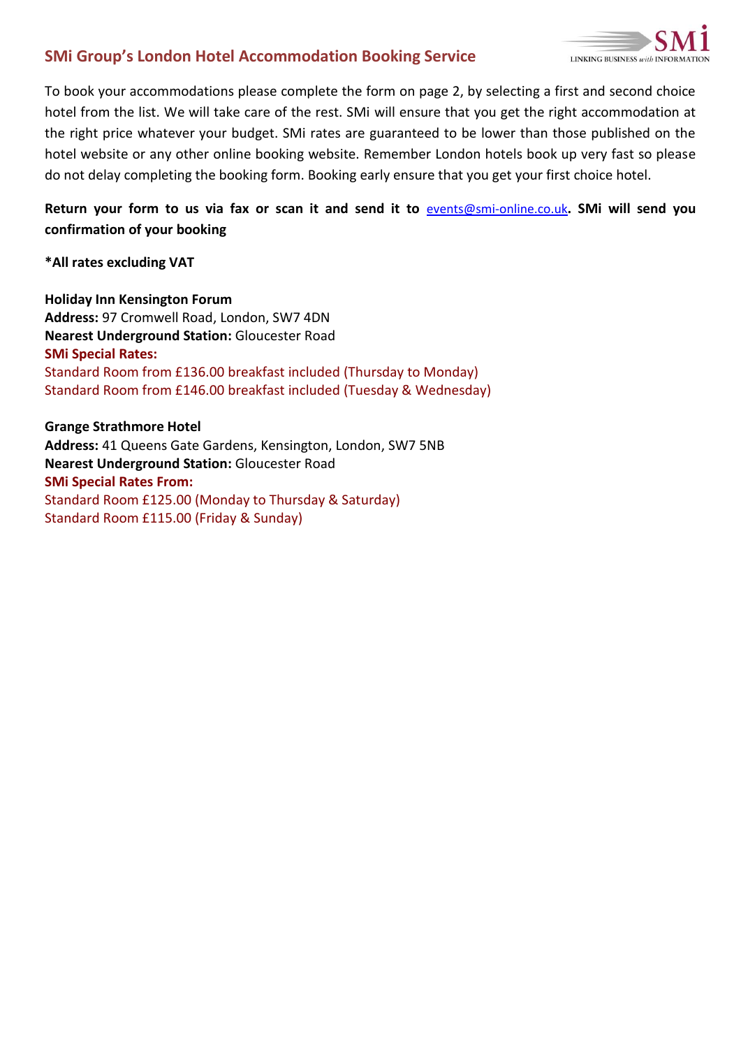## SMi Group's London Hotel Accommodation Booking Service

To book your accommodations please complete the form on page 2, by selecting a first and second choice hotel from the list. We will take care of the rest. SMi will ensure that you get the right accommodation at the right price whatever your budget. SMi rates are guaranteed to be lower than those published on the hotel website or any other online booking website. Remember London hotels book up very fast so please do not delay completing the booking form. Booking early ensure that you get your first choice hotel.

**Return your form to us via fax or scan it and send it to events@smi-online.co.uk. SMi will send you confirmation of your booking**

**\*All rates excluding VAT**

**Holiday Inn Kensington Forum**
**Address:** 97 Cromwell Road, London, SW7 4DN
**Nearest Underground Station:** Gloucester Road
**SMi Special Rates:**
Standard Room from £136.00 breakfast included (Thursday to Monday)
Standard Room from £146.00 breakfast included (Tuesday & Wednesday)

**Grange Strathmore Hotel**
**Address:** 41 Queens Gate Gardens, Kensington, London, SW7 5NB
**Nearest Underground Station:** Gloucester Road
**SMi Special Rates From:**
Standard Room £125.00 (Monday to Thursday & Saturday)
Standard Room £115.00 (Friday & Sunday)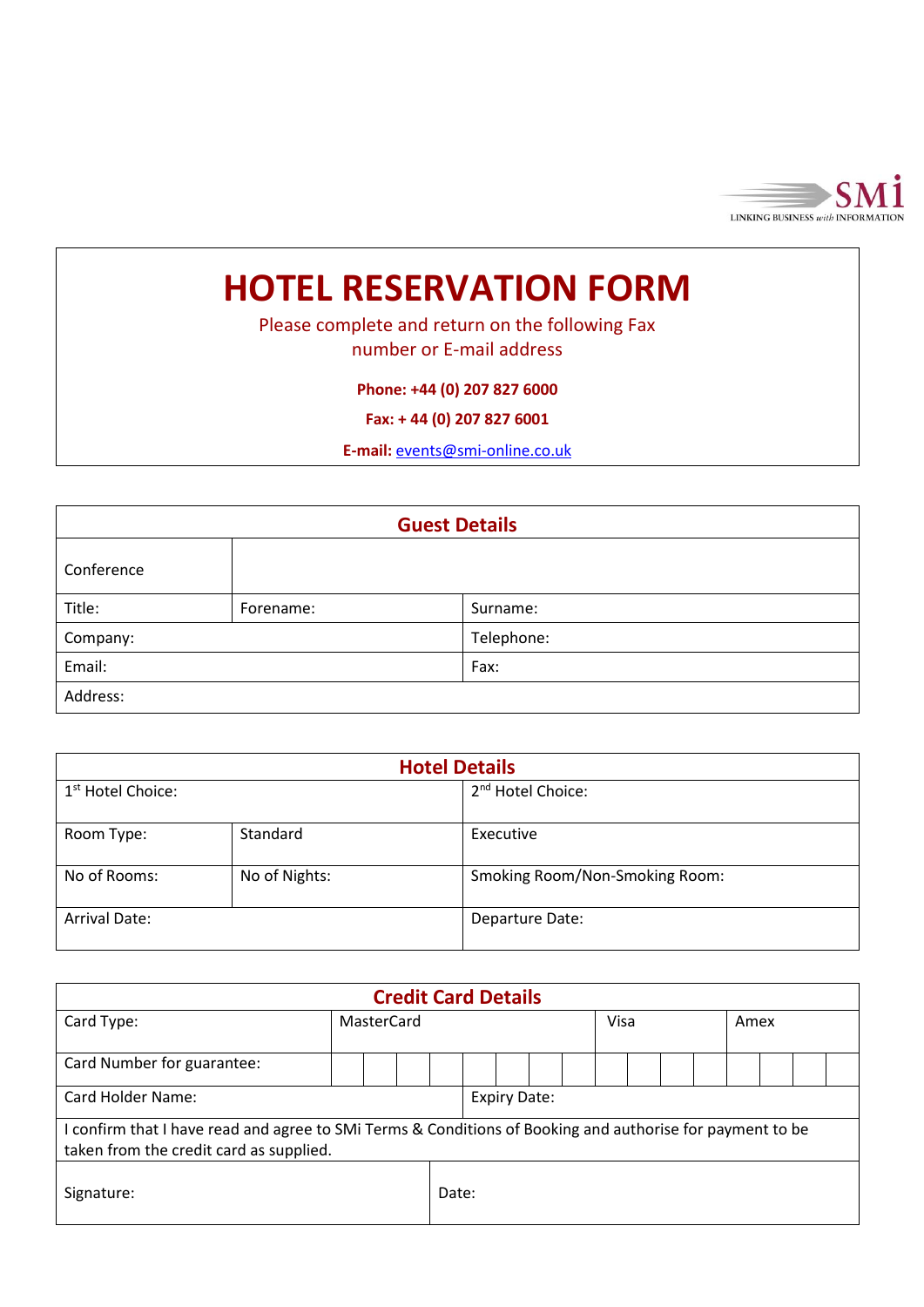SMi
LINKING BUSINESS *with* INFORMATION

# HOTEL RESERVATION FORM

Please complete and return on the following Fax number or E-mail address

**Phone: +44 (0) 207 827 6000**

**Fax: + 44 (0) 207 827 6001**

**E-mail:** events@smi-online.co.uk

| Guest Details | | |
|---|---|---|
| Conference | | |
| Title: | Forename: | Surname: |
| Company: | | Telephone: |
| Email: | | Fax: |
| Address: | | |

| Hotel Details | | |
|---|---|---|
| 1st Hotel Choice: | | 2nd Hotel Choice: |
| Room Type: | Standard | Executive |
| No of Rooms: | No of Nights: | Smoking Room/Non-Smoking Room: |
| Arrival Date: | | Departure Date: |

| Credit Card Details | | | |
|---|---|---|---|
| Card Type: | MasterCard | Visa | Amex |
| Card Number for guarantee: | | | |
| Card Holder Name: | | Expiry Date: | |
| I confirm that I have read and agree to SMi Terms & Conditions of Booking and authorise for payment to be taken from the credit card as supplied. | | | |
| Signature: | | Date: | |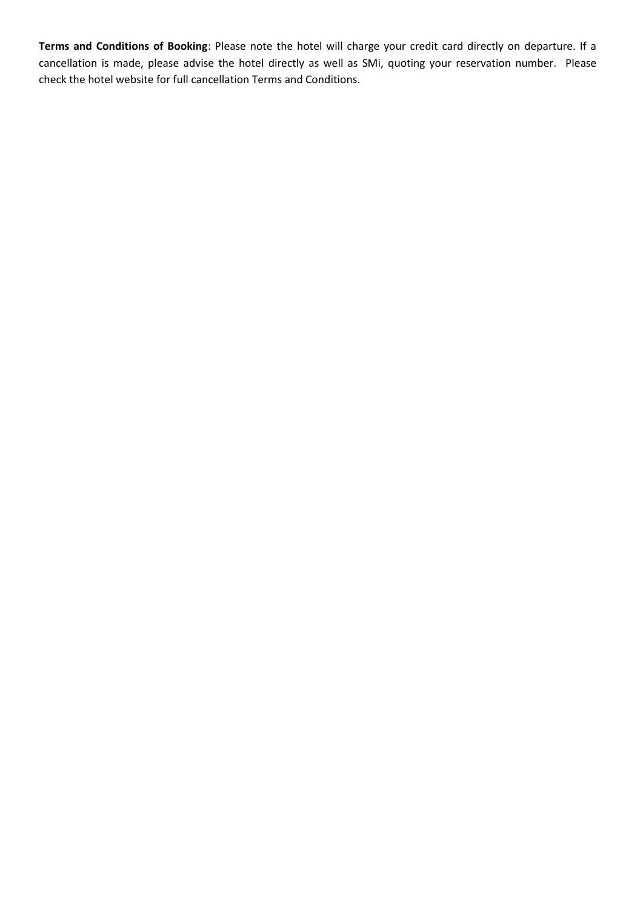**Terms and Conditions of Booking**: Please note the hotel will charge your credit card directly on departure. If a cancellation is made, please advise the hotel directly as well as SMi, quoting your reservation number. Please check the hotel website for full cancellation Terms and Conditions.